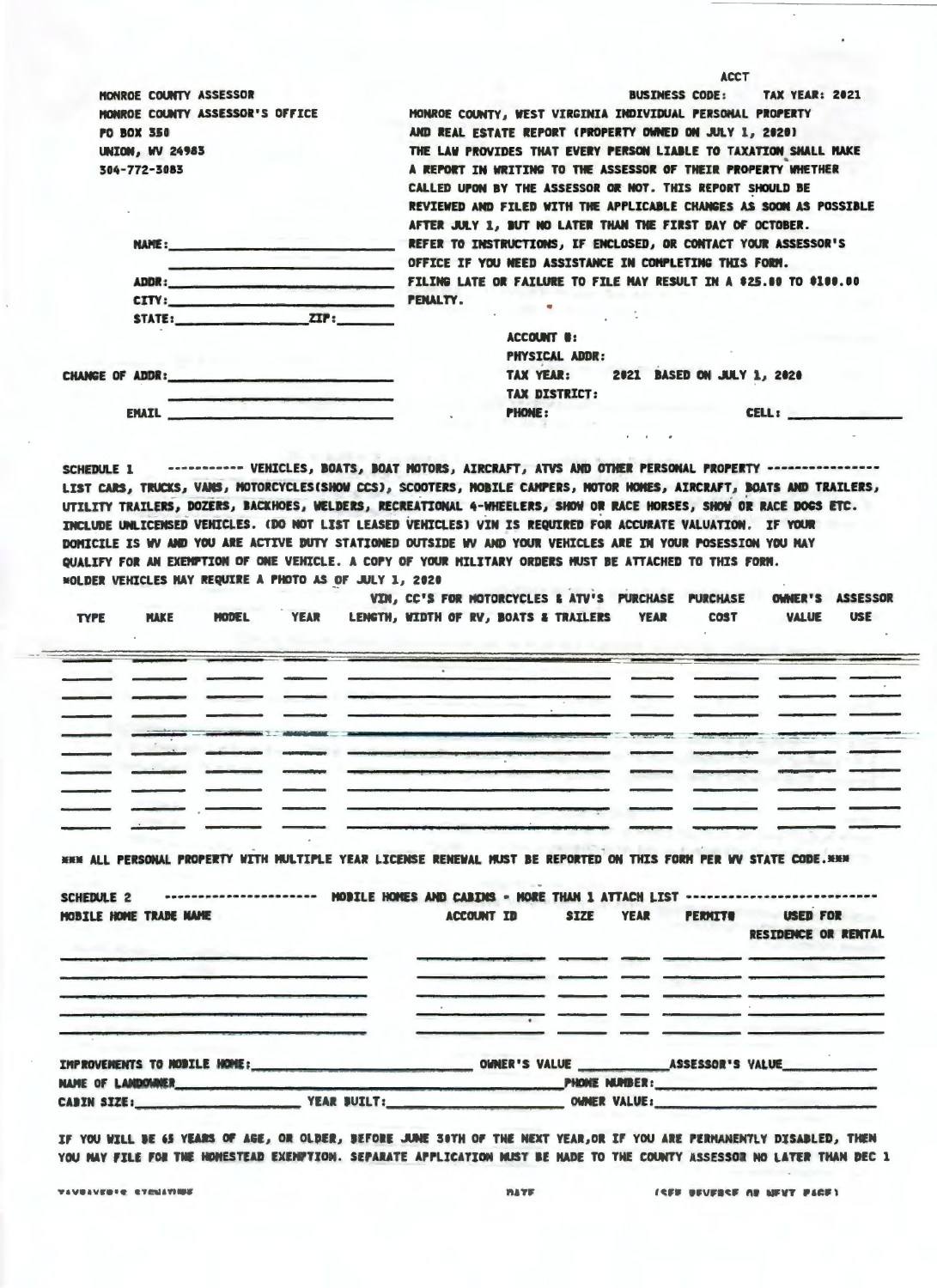MONROE COUNTY ASSESSOR
MONROE COUNTY ASSESSOR'S OFFICE
PO BOX 350
UNION, WV 24983
304-772-3083

ACCT
BUSINESS CODE: TAX YEAR: 2021

MONROE COUNTY, WEST VIRGINIA INDIVIDUAL PERSONAL PROPERTY AND REAL ESTATE REPORT (PROPERTY OWNED ON JULY 1, 2020)

THE LAW PROVIDES THAT EVERY PERSON LIABLE TO TAXATION SHALL MAKE A REPORT IN WRITING TO THE ASSESSOR OF THEIR PROPERTY WHETHER CALLED UPON BY THE ASSESSOR OR NOT. THIS REPORT SHOULD BE REVIEWED AND FILED WITH THE APPLICABLE CHANGES AS SOON AS POSSIBLE AFTER JULY 1, BUT NO LATER THAN THE FIRST DAY OF OCTOBER. REFER TO INSTRUCTIONS, IF ENCLOSED, OR CONTACT YOUR ASSESSOR'S OFFICE IF YOU NEED ASSISTANCE IN COMPLETING THIS FORM. FILING LATE OR FAILURE TO FILE MAY RESULT IN A $25.00 TO $100.00 PENALTY.

NAME: ______________________________
______________________________
ADDR: ______________________________
CITY: ______________________________
STATE: ______________ ZIP: ________

CHANGE OF ADDR: ______________________________
______________________________
EMAIL ______________________________

ACCOUNT #:
PHYSICAL ADDR:
TAX YEAR: 2021 BASED ON JULY 1, 2020
TAX DISTRICT:
PHONE: CELL: ______________

**SCHEDULE 1** ----------- VEHICLES, BOATS, BOAT MOTORS, AIRCRAFT, ATVS AND OTHER PERSONAL PROPERTY ----------------

LIST CARS, TRUCKS, VANS, MOTORCYCLES(SHOW CCS), SCOOTERS, MOBILE CAMPERS, MOTOR HOMES, AIRCRAFT, BOATS AND TRAILERS, UTILITY TRAILERS, DOZERS, BACKHOES, WELDERS, RECREATIONAL 4-WHEELERS, SHOW OR RACE HORSES, SHOW OR RACE DOGS ETC. INCLUDE UNLICENSED VEHICLES. (DO NOT LIST LEASED VEHICLES) VIN IS REQUIRED FOR ACCURATE VALUATION. IF YOUR DOMICILE IS WV AND YOU ARE ACTIVE DUTY STATIONED OUTSIDE WV AND YOUR VEHICLES ARE IN YOUR POSESSION YOU MAY QUALIFY FOR AN EXEMPTION OF ONE VEHICLE. A COPY OF YOUR MILITARY ORDERS MUST BE ATTACHED TO THIS FORM.
*OLDER VEHICLES MAY REQUIRE A PHOTO AS OF JULY 1, 2020

| TYPE | MAKE | MODEL | YEAR | VIN, CC'S FOR MOTORCYCLES & ATV'S LENGTH, WIDTH OF RV, BOATS & TRAILERS | PURCHASE YEAR | PURCHASE COST | OWNER'S VALUE | ASSESSOR USE |
|---|---|---|---|---|---|---|---|---|
| | | | | | | | | |
| | | | | | | | | |
| | | | | | | | | |
| | | | | | | | | |
| | | | | | | | | |
| | | | | | | | | |
| | | | | | | | | |
| | | | | | | | | |
| | | | | | | | | |

*** ALL PERSONAL PROPERTY WITH MULTIPLE YEAR LICENSE RENEWAL MUST BE REPORTED ON THIS FORM PER WV STATE CODE.***

**SCHEDULE 2** --------------------- MOBILE HOMES AND CABINS - MORE THAN 1 ATTACH LIST --------------------------

| MOBILE HOME TRADE NAME | ACCOUNT ID | SIZE | YEAR | PERMIT# | USED FOR RESIDENCE OR RENTAL |
|---|---|---|---|---|---|
| | | | | | |
| | | | | | |
| | | | | | |
| | | | | | |

IMPROVEMENTS TO MOBILE HOME: ______________________ OWNER'S VALUE ___________ ASSESSOR'S VALUE ___________
NAME OF LANDOWNER ______________________ PHONE NUMBER: ______________________
CABIN SIZE: ______________ YEAR BUILT: ______________ OWNER VALUE: ______________

IF YOU WILL BE 65 YEARS OF AGE, OR OLDER, BEFORE JUNE 30TH OF THE NEXT YEAR,OR IF YOU ARE PERMANENTLY DISABLED, THEN YOU MAY FILE FOR THE HOMESTEAD EXEMPTION. SEPARATE APPLICATION MUST BE MADE TO THE COUNTY ASSESSOR NO LATER THAN DEC 1

TAXPAYER'S SIGNATURE DATE (SEE REVERSE OR NEXT PAGE)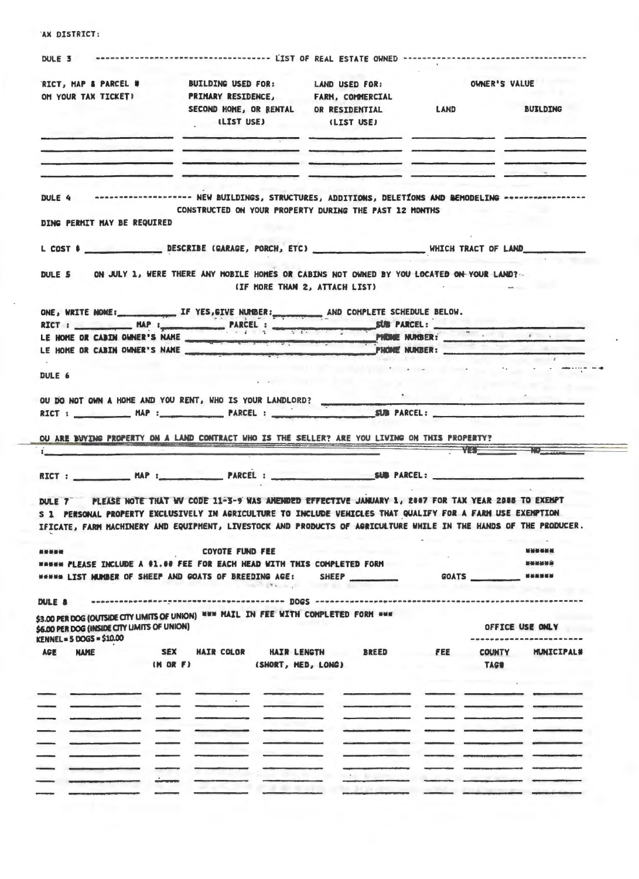AX DISTRICT:

DULE 3 ------------------------------------ LIST OF REAL ESTATE OWNED ------------------------------------

| RICT, MAP & PARCEL # OM YOUR TAX TICKET) | BUILDING USED FOR: PRIMARY RESIDENCE, SECOND HOME, OR RENTAL (LIST USE) | LAND USED FOR: FARM, COMMERCIAL OR RESIDENTIAL (LIST USE) | OWNER'S VALUE LAND | BUILDING |
|---|---|---|---|---|
| | | | | |
| | | | | |
| | | | | |

DULE 4 -------------------- NEW BUILDINGS, STRUCTURES, ADDITIONS, DELETIONS AND REMODELING ----------------
CONSTRUCTED ON YOUR PROPERTY DURING THE PAST 12 MONTHS

DING PERMIT MAY BE REQUIRED

L COST $ ______________ DESCRIBE (GARAGE, PORCH, ETC) ____________________ WHICH TRACT OF LAND__________

DULE 5 ON JULY 1, WERE THERE ANY MOBILE HOMES OR CABINS NOT OWNED BY YOU LOCATED ON YOUR LAND?
(IF MORE THAN 2, ATTACH LIST)

ONE, WRITE NONE:__________ IF YES,GIVE NUMBER:__________ AND COMPLETE SCHEDULE BELOW.

RICT : __________ MAP :__________ PARCEL : ____________________ SUB PARCEL: ____________________

LE HOME OR CABIN OWNER'S NAME ______________________________ PHONE NUMBER: ____________________

LE HOME OR CABIN OWNER'S NAME ______________________________ PHONE NUMBER: ____________________

DULE 6

OU DO NOT OWN A HOME AND YOU RENT, WHO IS YOUR LANDLORD? ______________________________

RICT : __________ MAP :__________ PARCEL : ____________________ SUB PARCEL: ____________________

OU ARE BUYING PROPERTY ON A LAND CONTRACT WHO IS THE SELLER? ARE YOU LIVING ON THIS PROPERTY?

: ______________________________________________ YES________ NO________

RICT : __________ MAP :__________ PARCEL : ____________________ SUB PARCEL: ____________________

DULE 7 PLEASE NOTE THAT WV CODE 11-3-9 WAS AMENDED EFFECTIVE JANUARY 1, 2007 FOR TAX YEAR 2008 TO EXEMPT S 1 PERSONAL PROPERTY EXCLUSIVELY IN AGRICULTURE TO INCLUDE VEHICLES THAT QUALIFY FOR A FARM USE EXEMPTION IFICATE, FARM MACHINERY AND EQUIPMENT, LIVESTOCK AND PRODUCTS OF AGRICULTURE WHILE IN THE HANDS OF THE PRODUCER.

***** COYOTE FUND FEE ******

***** PLEASE INCLUDE A $1.00 FEE FOR EACH HEAD WITH THIS COMPLETED FORM ******

***** LIST NUMBER OF SHEEP AND GOATS OF BREEDING AGE: SHEEP __________ GOATS __________ ******

DULE 8 ------------------------------------------ DOGS ------------------------------------------

$3.00 PER DOG (OUTSIDE CITY LIMITS OF UNION) *** MAIL IN FEE WITH COMPLETED FORM ***
$6.00 PER DOG (INSIDE CITY LIMITS OF UNION)
KENNEL = 5 DOGS = $10.00

| AGE | NAME | SEX (M OR F) | HAIR COLOR | HAIR LENGTH (SHORT, MED, LONG) | BREED | FEE | OFFICE USE ONLY COUNTY TAG# | MUNICIPAL# |
|---|---|---|---|---|---|---|---|---|
| | | | | | | | | |
| | | | | | | | | |
| | | | | | | | | |
| | | | | | | | | |
| | | | | | | | | |
| | | | | | | | | |
| | | | | | | | | |
| | | | | | | | | |